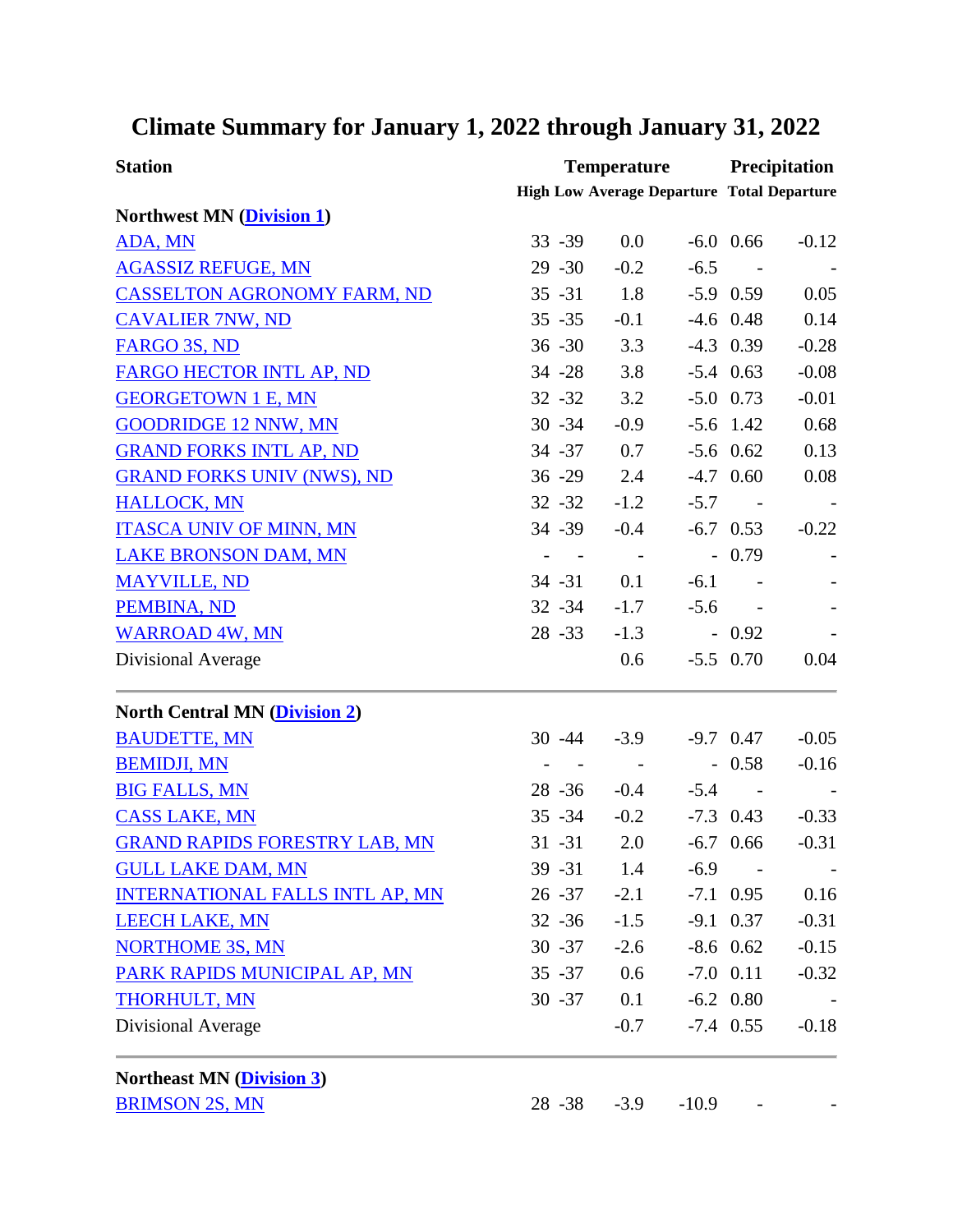# Climate Summary for January 1, 2022 through January 31, 2022

| Station | Temperature | | | | Precipitation | |
|---|---|---|---|---|---|---|
| | High | Low | Average | Departure | Total | Departure |
| **Northwest MN (Division 1)** | | | | | | |
| ADA, MN | 33 | -39 | 0.0 | -6.0 | 0.66 | -0.12 |
| AGASSIZ REFUGE, MN | 29 | -30 | -0.2 | -6.5 | - | - |
| CASSELTON AGRONOMY FARM, ND | 35 | -31 | 1.8 | -5.9 | 0.59 | 0.05 |
| CAVALIER 7NW, ND | 35 | -35 | -0.1 | -4.6 | 0.48 | 0.14 |
| FARGO 3S, ND | 36 | -30 | 3.3 | -4.3 | 0.39 | -0.28 |
| FARGO HECTOR INTL AP, ND | 34 | -28 | 3.8 | -5.4 | 0.63 | -0.08 |
| GEORGETOWN 1 E, MN | 32 | -32 | 3.2 | -5.0 | 0.73 | -0.01 |
| GOODRIDGE 12 NNW, MN | 30 | -34 | -0.9 | -5.6 | 1.42 | 0.68 |
| GRAND FORKS INTL AP, ND | 34 | -37 | 0.7 | -5.6 | 0.62 | 0.13 |
| GRAND FORKS UNIV (NWS), ND | 36 | -29 | 2.4 | -4.7 | 0.60 | 0.08 |
| HALLOCK, MN | 32 | -32 | -1.2 | -5.7 | - | - |
| ITASCA UNIV OF MINN, MN | 34 | -39 | -0.4 | -6.7 | 0.53 | -0.22 |
| LAKE BRONSON DAM, MN | - | - | - | - | 0.79 | - |
| MAYVILLE, ND | 34 | -31 | 0.1 | -6.1 | - | - |
| PEMBINA, ND | 32 | -34 | -1.7 | -5.6 | - | - |
| WARROAD 4W, MN | 28 | -33 | -1.3 | - | 0.92 | - |
| Divisional Average | | | 0.6 | -5.5 | 0.70 | 0.04 |
| **North Central MN (Division 2)** | | | | | | |
| BAUDETTE, MN | 30 | -44 | -3.9 | -9.7 | 0.47 | -0.05 |
| BEMIDJI, MN | - | - | - | - | 0.58 | -0.16 |
| BIG FALLS, MN | 28 | -36 | -0.4 | -5.4 | - | - |
| CASS LAKE, MN | 35 | -34 | -0.2 | -7.3 | 0.43 | -0.33 |
| GRAND RAPIDS FORESTRY LAB, MN | 31 | -31 | 2.0 | -6.7 | 0.66 | -0.31 |
| GULL LAKE DAM, MN | 39 | -31 | 1.4 | -6.9 | - | - |
| INTERNATIONAL FALLS INTL AP, MN | 26 | -37 | -2.1 | -7.1 | 0.95 | 0.16 |
| LEECH LAKE, MN | 32 | -36 | -1.5 | -9.1 | 0.37 | -0.31 |
| NORTHOME 3S, MN | 30 | -37 | -2.6 | -8.6 | 0.62 | -0.15 |
| PARK RAPIDS MUNICIPAL AP, MN | 35 | -37 | 0.6 | -7.0 | 0.11 | -0.32 |
| THORHULT, MN | 30 | -37 | 0.1 | -6.2 | 0.80 | - |
| Divisional Average | | | -0.7 | -7.4 | 0.55 | -0.18 |
| **Northeast MN (Division 3)** | | | | | | |
| BRIMSON 2S, MN | 28 | -38 | -3.9 | -10.9 | - | - |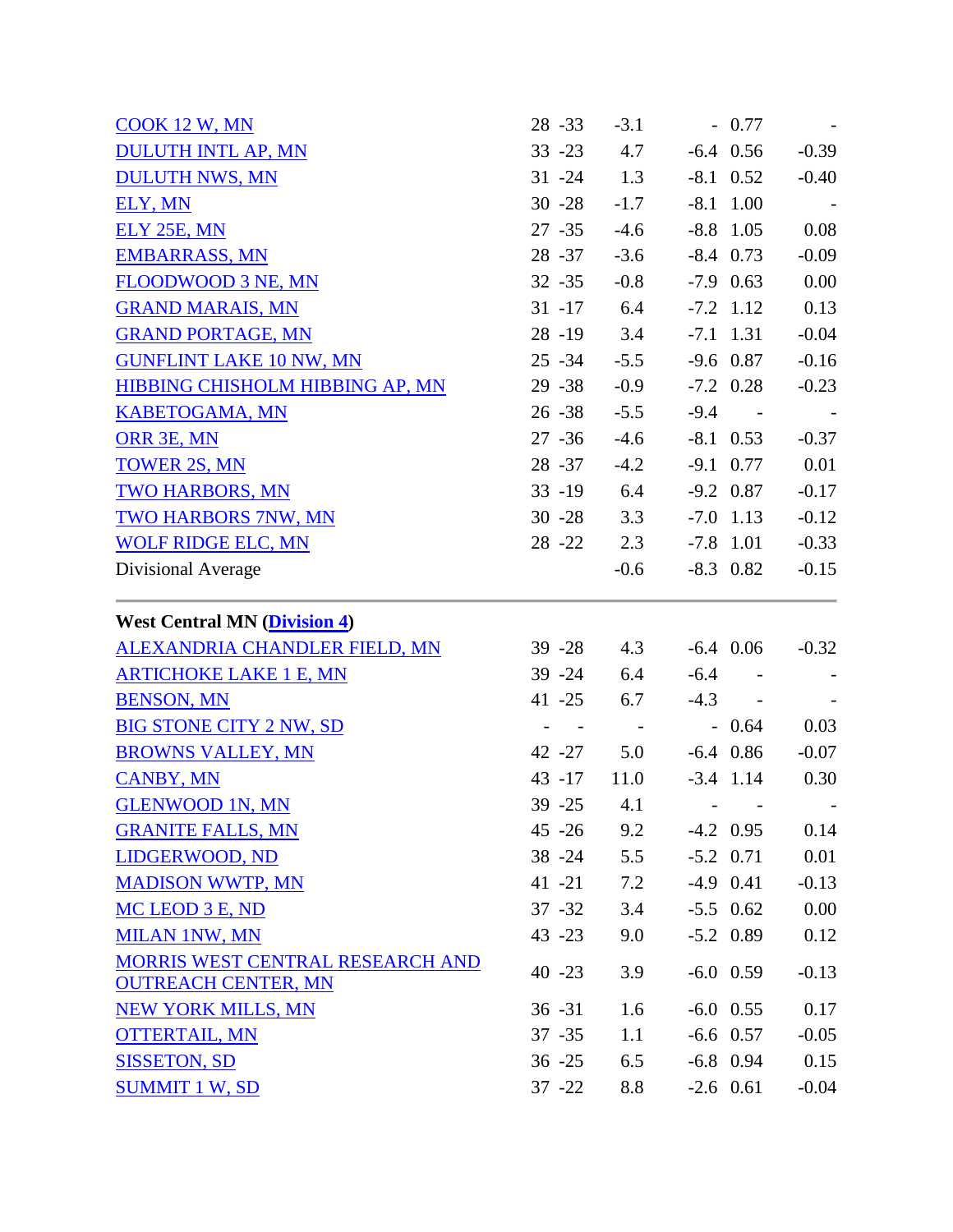| Station | Max | Min | Avg Temp Dep | | Precip | Dep |
|---|---|---|---|---|---|---|
| COOK 12 W, MN | 28 | -33 | -3.1 | - | 0.77 | - |
| DULUTH INTL AP, MN | 33 | -23 | 4.7 | -6.4 | 0.56 | -0.39 |
| DULUTH NWS, MN | 31 | -24 | 1.3 | -8.1 | 0.52 | -0.40 |
| ELY, MN | 30 | -28 | -1.7 | -8.1 | 1.00 | - |
| ELY 25E, MN | 27 | -35 | -4.6 | -8.8 | 1.05 | 0.08 |
| EMBARRASS, MN | 28 | -37 | -3.6 | -8.4 | 0.73 | -0.09 |
| FLOODWOOD 3 NE, MN | 32 | -35 | -0.8 | -7.9 | 0.63 | 0.00 |
| GRAND MARAIS, MN | 31 | -17 | 6.4 | -7.2 | 1.12 | 0.13 |
| GRAND PORTAGE, MN | 28 | -19 | 3.4 | -7.1 | 1.31 | -0.04 |
| GUNFLINT LAKE 10 NW, MN | 25 | -34 | -5.5 | -9.6 | 0.87 | -0.16 |
| HIBBING CHISHOLM HIBBING AP, MN | 29 | -38 | -0.9 | -7.2 | 0.28 | -0.23 |
| KABETOGAMA, MN | 26 | -38 | -5.5 | -9.4 | - | - |
| ORR 3E, MN | 27 | -36 | -4.6 | -8.1 | 0.53 | -0.37 |
| TOWER 2S, MN | 28 | -37 | -4.2 | -9.1 | 0.77 | 0.01 |
| TWO HARBORS, MN | 33 | -19 | 6.4 | -9.2 | 0.87 | -0.17 |
| TWO HARBORS 7NW, MN | 30 | -28 | 3.3 | -7.0 | 1.13 | -0.12 |
| WOLF RIDGE ELC, MN | 28 | -22 | 2.3 | -7.8 | 1.01 | -0.33 |
| Divisional Average | | | -0.6 | -8.3 | 0.82 | -0.15 |

**West Central MN (Division 4)**

| Station | Max | Min | Avg Temp Dep | | Precip | Dep |
|---|---|---|---|---|---|---|
| ALEXANDRIA CHANDLER FIELD, MN | 39 | -28 | 4.3 | -6.4 | 0.06 | -0.32 |
| ARTICHOKE LAKE 1 E, MN | 39 | -24 | 6.4 | -6.4 | - | - |
| BENSON, MN | 41 | -25 | 6.7 | -4.3 | - | - |
| BIG STONE CITY 2 NW, SD | - | - | - | - | 0.64 | 0.03 |
| BROWNS VALLEY, MN | 42 | -27 | 5.0 | -6.4 | 0.86 | -0.07 |
| CANBY, MN | 43 | -17 | 11.0 | -3.4 | 1.14 | 0.30 |
| GLENWOOD 1N, MN | 39 | -25 | 4.1 | - | - | - |
| GRANITE FALLS, MN | 45 | -26 | 9.2 | -4.2 | 0.95 | 0.14 |
| LIDGERWOOD, ND | 38 | -24 | 5.5 | -5.2 | 0.71 | 0.01 |
| MADISON WWTP, MN | 41 | -21 | 7.2 | -4.9 | 0.41 | -0.13 |
| MC LEOD 3 E, ND | 37 | -32 | 3.4 | -5.5 | 0.62 | 0.00 |
| MILAN 1NW, MN | 43 | -23 | 9.0 | -5.2 | 0.89 | 0.12 |
| MORRIS WEST CENTRAL RESEARCH AND OUTREACH CENTER, MN | 40 | -23 | 3.9 | -6.0 | 0.59 | -0.13 |
| NEW YORK MILLS, MN | 36 | -31 | 1.6 | -6.0 | 0.55 | 0.17 |
| OTTERTAIL, MN | 37 | -35 | 1.1 | -6.6 | 0.57 | -0.05 |
| SISSETON, SD | 36 | -25 | 6.5 | -6.8 | 0.94 | 0.15 |
| SUMMIT 1 W, SD | 37 | -22 | 8.8 | -2.6 | 0.61 | -0.04 |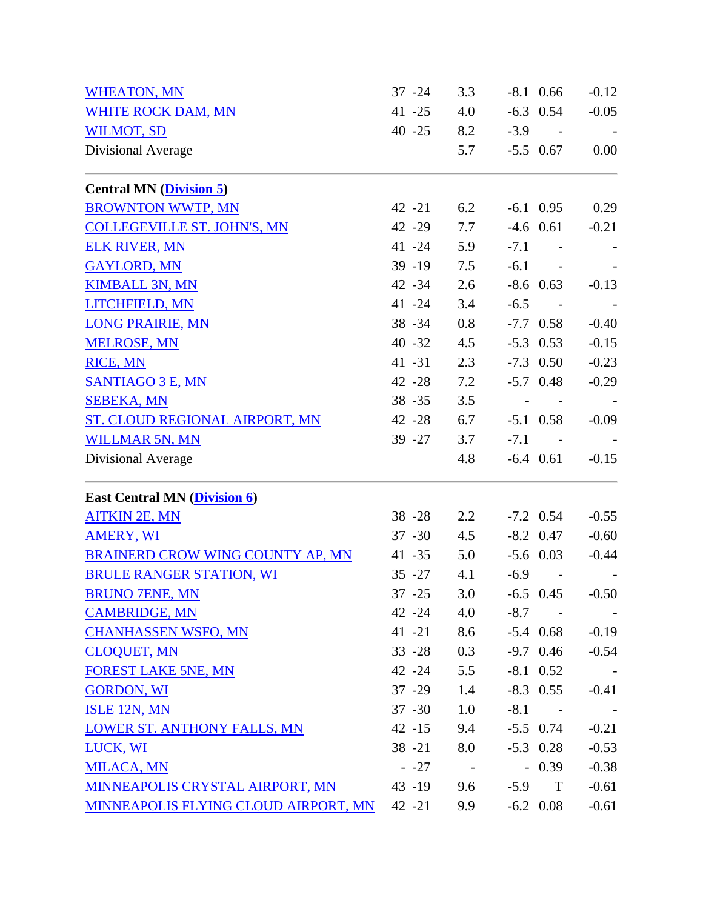| | | | | | | |
|---|---|---|---|---|---|---|
| WHEATON, MN | 37 | -24 | 3.3 | -8.1 | 0.66 | -0.12 |
| WHITE ROCK DAM, MN | 41 | -25 | 4.0 | -6.3 | 0.54 | -0.05 |
| WILMOT, SD | 40 | -25 | 8.2 | -3.9 | - | - |
| Divisional Average | | | 5.7 | -5.5 | 0.67 | 0.00 |

**Central MN (Division 5)**

| | | | | | | |
|---|---|---|---|---|---|---|
| BROWNTON WWTP, MN | 42 | -21 | 6.2 | -6.1 | 0.95 | 0.29 |
| COLLEGEVILLE ST. JOHN'S, MN | 42 | -29 | 7.7 | -4.6 | 0.61 | -0.21 |
| ELK RIVER, MN | 41 | -24 | 5.9 | -7.1 | - | - |
| GAYLORD, MN | 39 | -19 | 7.5 | -6.1 | - | - |
| KIMBALL 3N, MN | 42 | -34 | 2.6 | -8.6 | 0.63 | -0.13 |
| LITCHFIELD, MN | 41 | -24 | 3.4 | -6.5 | - | - |
| LONG PRAIRIE, MN | 38 | -34 | 0.8 | -7.7 | 0.58 | -0.40 |
| MELROSE, MN | 40 | -32 | 4.5 | -5.3 | 0.53 | -0.15 |
| RICE, MN | 41 | -31 | 2.3 | -7.3 | 0.50 | -0.23 |
| SANTIAGO 3 E, MN | 42 | -28 | 7.2 | -5.7 | 0.48 | -0.29 |
| SEBEKA, MN | 38 | -35 | 3.5 | - | - | - |
| ST. CLOUD REGIONAL AIRPORT, MN | 42 | -28 | 6.7 | -5.1 | 0.58 | -0.09 |
| WILLMAR 5N, MN | 39 | -27 | 3.7 | -7.1 | - | - |
| Divisional Average | | | 4.8 | -6.4 | 0.61 | -0.15 |

**East Central MN (Division 6)**

| | | | | | | |
|---|---|---|---|---|---|---|
| AITKIN 2E, MN | 38 | -28 | 2.2 | -7.2 | 0.54 | -0.55 |
| AMERY, WI | 37 | -30 | 4.5 | -8.2 | 0.47 | -0.60 |
| BRAINERD CROW WING COUNTY AP, MN | 41 | -35 | 5.0 | -5.6 | 0.03 | -0.44 |
| BRULE RANGER STATION, WI | 35 | -27 | 4.1 | -6.9 | - | - |
| BRUNO 7ENE, MN | 37 | -25 | 3.0 | -6.5 | 0.45 | -0.50 |
| CAMBRIDGE, MN | 42 | -24 | 4.0 | -8.7 | - | - |
| CHANHASSEN WSFO, MN | 41 | -21 | 8.6 | -5.4 | 0.68 | -0.19 |
| CLOQUET, MN | 33 | -28 | 0.3 | -9.7 | 0.46 | -0.54 |
| FOREST LAKE 5NE, MN | 42 | -24 | 5.5 | -8.1 | 0.52 | - |
| GORDON, WI | 37 | -29 | 1.4 | -8.3 | 0.55 | -0.41 |
| ISLE 12N, MN | 37 | -30 | 1.0 | -8.1 | - | - |
| LOWER ST. ANTHONY FALLS, MN | 42 | -15 | 9.4 | -5.5 | 0.74 | -0.21 |
| LUCK, WI | 38 | -21 | 8.0 | -5.3 | 0.28 | -0.53 |
| MILACA, MN | - | -27 | - | - | 0.39 | -0.38 |
| MINNEAPOLIS CRYSTAL AIRPORT, MN | 43 | -19 | 9.6 | -5.9 | T | -0.61 |
| MINNEAPOLIS FLYING CLOUD AIRPORT, MN | 42 | -21 | 9.9 | -6.2 | 0.08 | -0.61 |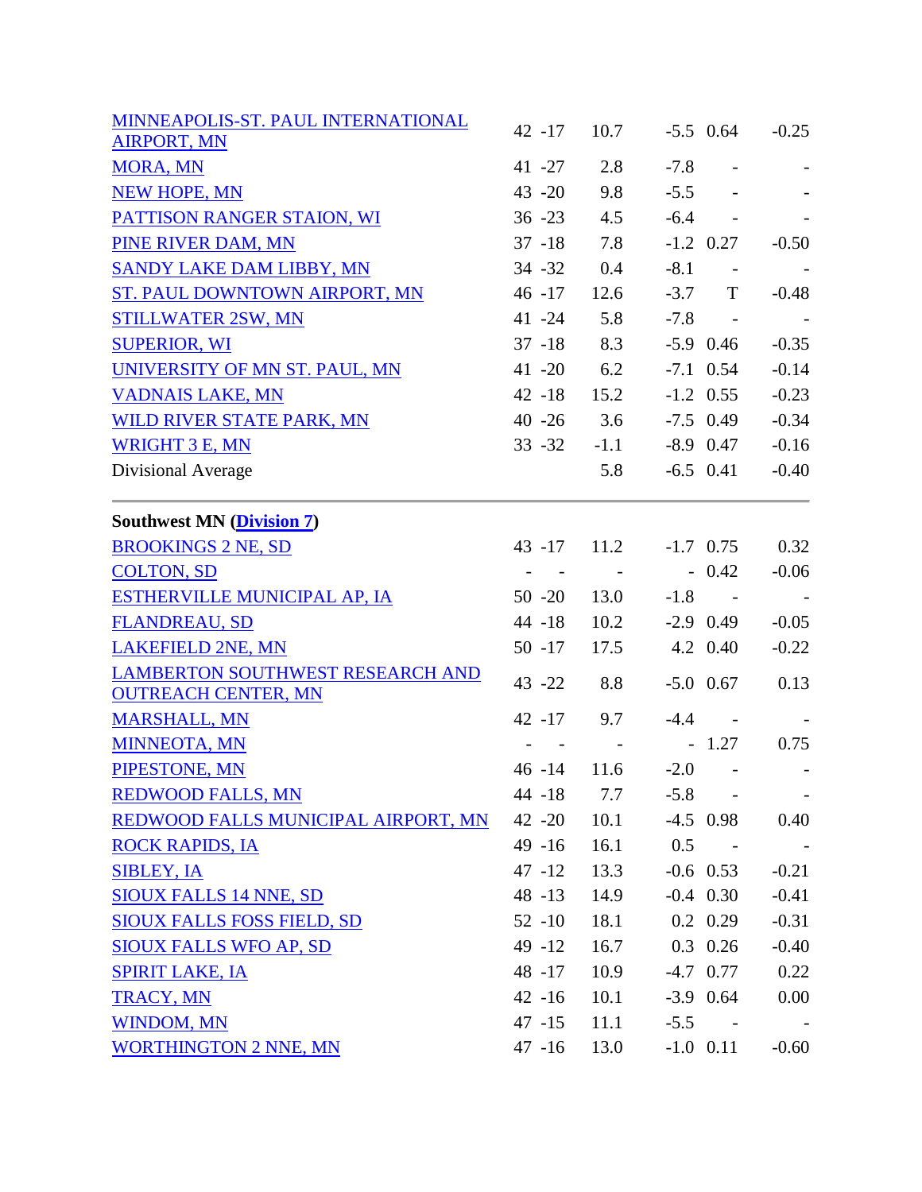| | | | | | | |
|---|---|---|---|---|---|---|
| MINNEAPOLIS-ST. PAUL INTERNATIONAL AIRPORT, MN | 42 | -17 | 10.7 | -5.5 | 0.64 | -0.25 |
| MORA, MN | 41 | -27 | 2.8 | -7.8 | - | - |
| NEW HOPE, MN | 43 | -20 | 9.8 | -5.5 | - | - |
| PATTISON RANGER STAION, WI | 36 | -23 | 4.5 | -6.4 | - | - |
| PINE RIVER DAM, MN | 37 | -18 | 7.8 | -1.2 | 0.27 | -0.50 |
| SANDY LAKE DAM LIBBY, MN | 34 | -32 | 0.4 | -8.1 | - | - |
| ST. PAUL DOWNTOWN AIRPORT, MN | 46 | -17 | 12.6 | -3.7 | T | -0.48 |
| STILLWATER 2SW, MN | 41 | -24 | 5.8 | -7.8 | - | - |
| SUPERIOR, WI | 37 | -18 | 8.3 | -5.9 | 0.46 | -0.35 |
| UNIVERSITY OF MN ST. PAUL, MN | 41 | -20 | 6.2 | -7.1 | 0.54 | -0.14 |
| VADNAIS LAKE, MN | 42 | -18 | 15.2 | -1.2 | 0.55 | -0.23 |
| WILD RIVER STATE PARK, MN | 40 | -26 | 3.6 | -7.5 | 0.49 | -0.34 |
| WRIGHT 3 E, MN | 33 | -32 | -1.1 | -8.9 | 0.47 | -0.16 |
| Divisional Average | | | 5.8 | -6.5 | 0.41 | -0.40 |

**Southwest MN (Division 7)**

| | | | | | | |
|---|---|---|---|---|---|---|
| BROOKINGS 2 NE, SD | 43 | -17 | 11.2 | -1.7 | 0.75 | 0.32 |
| COLTON, SD | - | - | - | - | 0.42 | -0.06 |
| ESTHERVILLE MUNICIPAL AP, IA | 50 | -20 | 13.0 | -1.8 | - | - |
| FLANDREAU, SD | 44 | -18 | 10.2 | -2.9 | 0.49 | -0.05 |
| LAKEFIELD 2NE, MN | 50 | -17 | 17.5 | 4.2 | 0.40 | -0.22 |
| LAMBERTON SOUTHWEST RESEARCH AND OUTREACH CENTER, MN | 43 | -22 | 8.8 | -5.0 | 0.67 | 0.13 |
| MARSHALL, MN | 42 | -17 | 9.7 | -4.4 | - | - |
| MINNEOTA, MN | - | - | - | - | 1.27 | 0.75 |
| PIPESTONE, MN | 46 | -14 | 11.6 | -2.0 | - | - |
| REDWOOD FALLS, MN | 44 | -18 | 7.7 | -5.8 | - | - |
| REDWOOD FALLS MUNICIPAL AIRPORT, MN | 42 | -20 | 10.1 | -4.5 | 0.98 | 0.40 |
| ROCK RAPIDS, IA | 49 | -16 | 16.1 | 0.5 | - | - |
| SIBLEY, IA | 47 | -12 | 13.3 | -0.6 | 0.53 | -0.21 |
| SIOUX FALLS 14 NNE, SD | 48 | -13 | 14.9 | -0.4 | 0.30 | -0.41 |
| SIOUX FALLS FOSS FIELD, SD | 52 | -10 | 18.1 | 0.2 | 0.29 | -0.31 |
| SIOUX FALLS WFO AP, SD | 49 | -12 | 16.7 | 0.3 | 0.26 | -0.40 |
| SPIRIT LAKE, IA | 48 | -17 | 10.9 | -4.7 | 0.77 | 0.22 |
| TRACY, MN | 42 | -16 | 10.1 | -3.9 | 0.64 | 0.00 |
| WINDOM, MN | 47 | -15 | 11.1 | -5.5 | - | - |
| WORTHINGTON 2 NNE, MN | 47 | -16 | 13.0 | -1.0 | 0.11 | -0.60 |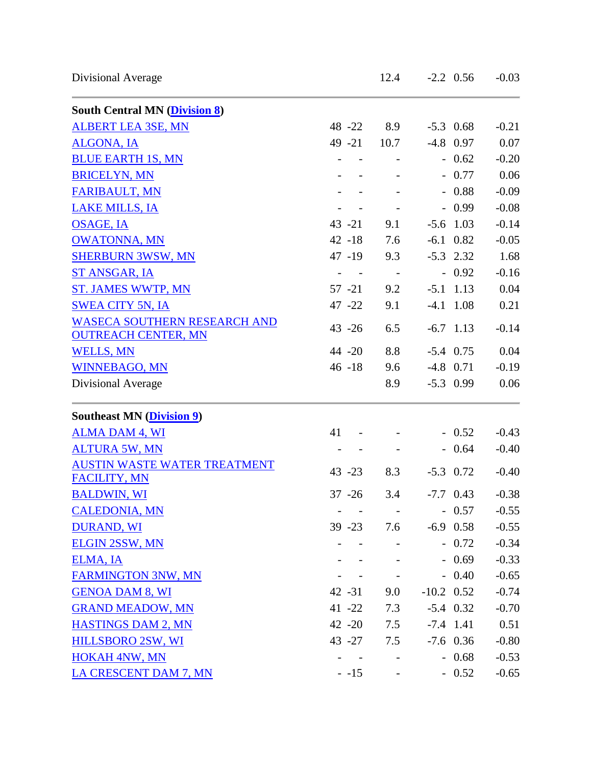| | | | | | | |
|---|---|---|---|---|---|---|
| Divisional Average | | | 12.4 | -2.2 | 0.56 | -0.03 |

**South Central MN (Division 8)**

| | | | | | | |
|---|---|---|---|---|---|---|
| ALBERT LEA 3SE, MN | 48 | -22 | 8.9 | -5.3 | 0.68 | -0.21 |
| ALGONA, IA | 49 | -21 | 10.7 | -4.8 | 0.97 | 0.07 |
| BLUE EARTH 1S, MN | - | - | - | - | 0.62 | -0.20 |
| BRICELYN, MN | - | - | - | - | 0.77 | 0.06 |
| FARIBAULT, MN | - | - | - | - | 0.88 | -0.09 |
| LAKE MILLS, IA | - | - | - | - | 0.99 | -0.08 |
| OSAGE, IA | 43 | -21 | 9.1 | -5.6 | 1.03 | -0.14 |
| OWATONNA, MN | 42 | -18 | 7.6 | -6.1 | 0.82 | -0.05 |
| SHERBURN 3WSW, MN | 47 | -19 | 9.3 | -5.3 | 2.32 | 1.68 |
| ST ANSGAR, IA | - | - | - | - | 0.92 | -0.16 |
| ST. JAMES WWTP, MN | 57 | -21 | 9.2 | -5.1 | 1.13 | 0.04 |
| SWEA CITY 5N, IA | 47 | -22 | 9.1 | -4.1 | 1.08 | 0.21 |
| WASECA SOUTHERN RESEARCH AND OUTREACH CENTER, MN | 43 | -26 | 6.5 | -6.7 | 1.13 | -0.14 |
| WELLS, MN | 44 | -20 | 8.8 | -5.4 | 0.75 | 0.04 |
| WINNEBAGO, MN | 46 | -18 | 9.6 | -4.8 | 0.71 | -0.19 |
| Divisional Average | | | 8.9 | -5.3 | 0.99 | 0.06 |

**Southeast MN (Division 9)**

| | | | | | | |
|---|---|---|---|---|---|---|
| ALMA DAM 4, WI | 41 | - | - | - | 0.52 | -0.43 |
| ALTURA 5W, MN | - | - | - | - | 0.64 | -0.40 |
| AUSTIN WASTE WATER TREATMENT FACILITY, MN | 43 | -23 | 8.3 | -5.3 | 0.72 | -0.40 |
| BALDWIN, WI | 37 | -26 | 3.4 | -7.7 | 0.43 | -0.38 |
| CALEDONIA, MN | - | - | - | - | 0.57 | -0.55 |
| DURAND, WI | 39 | -23 | 7.6 | -6.9 | 0.58 | -0.55 |
| ELGIN 2SSW, MN | - | - | - | - | 0.72 | -0.34 |
| ELMA, IA | - | - | - | - | 0.69 | -0.33 |
| FARMINGTON 3NW, MN | - | - | - | - | 0.40 | -0.65 |
| GENOA DAM 8, WI | 42 | -31 | 9.0 | -10.2 | 0.52 | -0.74 |
| GRAND MEADOW, MN | 41 | -22 | 7.3 | -5.4 | 0.32 | -0.70 |
| HASTINGS DAM 2, MN | 42 | -20 | 7.5 | -7.4 | 1.41 | 0.51 |
| HILLSBORO 2SW, WI | 43 | -27 | 7.5 | -7.6 | 0.36 | -0.80 |
| HOKAH 4NW, MN | - | - | - | - | 0.68 | -0.53 |
| LA CRESCENT DAM 7, MN | - | -15 | - | - | 0.52 | -0.65 |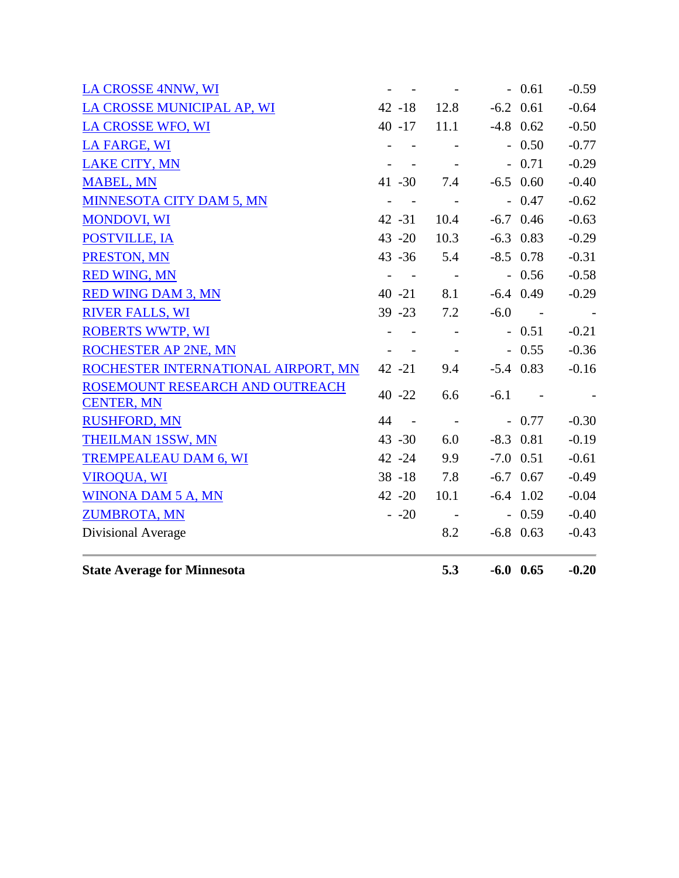| | | | | | | |
|---|---|---|---|---|---|---|
| LA CROSSE 4NNW, WI | - | - | - | - | 0.61 | -0.59 |
| LA CROSSE MUNICIPAL AP, WI | 42 | -18 | 12.8 | -6.2 | 0.61 | -0.64 |
| LA CROSSE WFO, WI | 40 | -17 | 11.1 | -4.8 | 0.62 | -0.50 |
| LA FARGE, WI | - | - | - | - | 0.50 | -0.77 |
| LAKE CITY, MN | - | - | - | - | 0.71 | -0.29 |
| MABEL, MN | 41 | -30 | 7.4 | -6.5 | 0.60 | -0.40 |
| MINNESOTA CITY DAM 5, MN | - | - | - | - | 0.47 | -0.62 |
| MONDOVI, WI | 42 | -31 | 10.4 | -6.7 | 0.46 | -0.63 |
| POSTVILLE, IA | 43 | -20 | 10.3 | -6.3 | 0.83 | -0.29 |
| PRESTON, MN | 43 | -36 | 5.4 | -8.5 | 0.78 | -0.31 |
| RED WING, MN | - | - | - | - | 0.56 | -0.58 |
| RED WING DAM 3, MN | 40 | -21 | 8.1 | -6.4 | 0.49 | -0.29 |
| RIVER FALLS, WI | 39 | -23 | 7.2 | -6.0 | - | - |
| ROBERTS WWTP, WI | - | - | - | - | 0.51 | -0.21 |
| ROCHESTER AP 2NE, MN | - | - | - | - | 0.55 | -0.36 |
| ROCHESTER INTERNATIONAL AIRPORT, MN | 42 | -21 | 9.4 | -5.4 | 0.83 | -0.16 |
| ROSEMOUNT RESEARCH AND OUTREACH CENTER, MN | 40 | -22 | 6.6 | -6.1 | - | - |
| RUSHFORD, MN | 44 | - | - | - | 0.77 | -0.30 |
| THEILMAN 1SSW, MN | 43 | -30 | 6.0 | -8.3 | 0.81 | -0.19 |
| TREMPEALEAU DAM 6, WI | 42 | -24 | 9.9 | -7.0 | 0.51 | -0.61 |
| VIROQUA, WI | 38 | -18 | 7.8 | -6.7 | 0.67 | -0.49 |
| WINONA DAM 5 A, MN | 42 | -20 | 10.1 | -6.4 | 1.02 | -0.04 |
| ZUMBROTA, MN | - | -20 | - | - | 0.59 | -0.40 |
| Divisional Average | | | 8.2 | -6.8 | 0.63 | -0.43 |
| **State Average for Minnesota** | | | **5.3** | **-6.0** | **0.65** | **-0.20** |